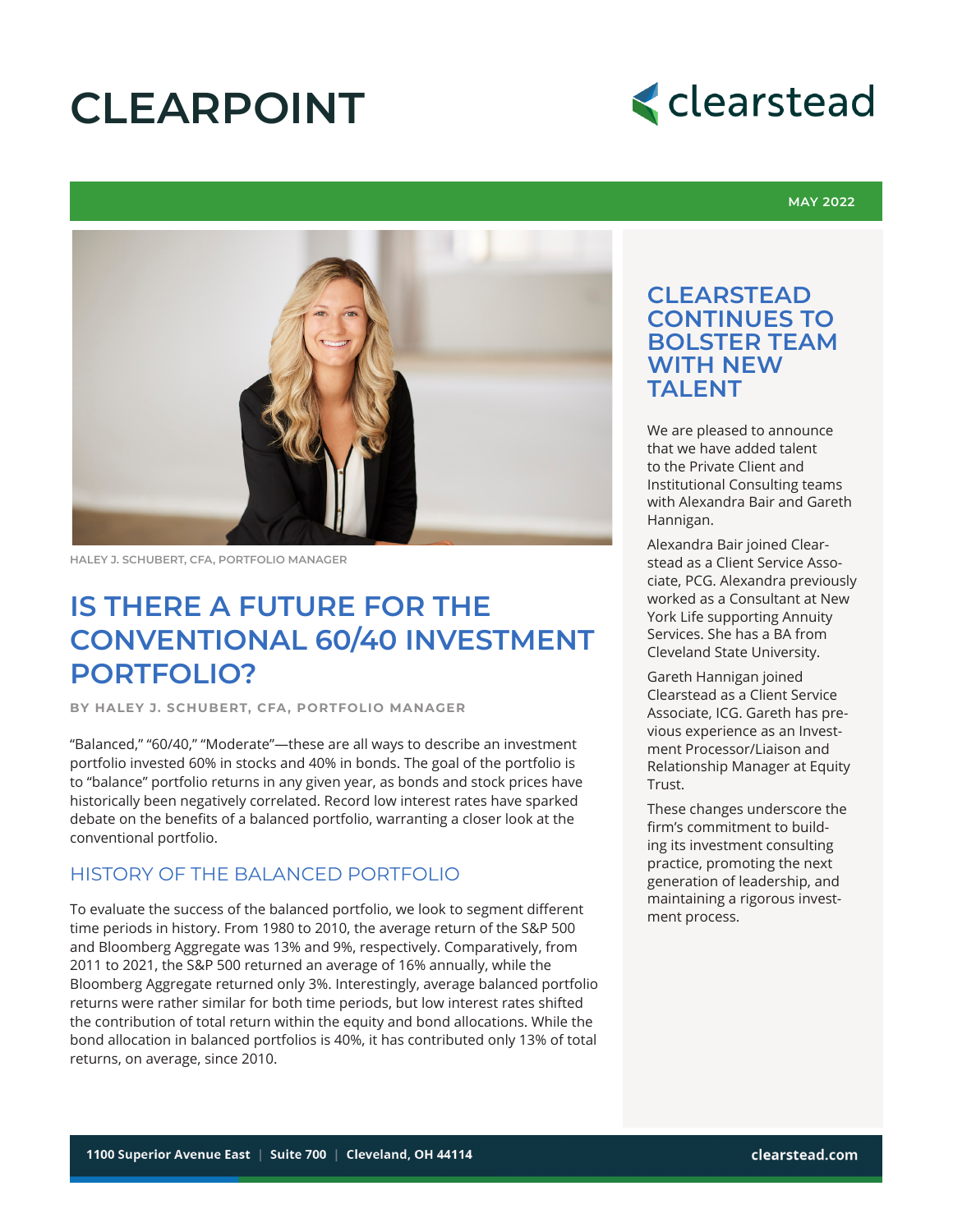# CLEARPOINT

MAY 2022

HALEY J. SCHUBERT, CFA, PORTFOLIO MANAGER

## IS THERE A FUTURE FOR THE CONVENTIONAL 60/40 INVESTMENT PORTFOLIO?

**BY HALEY J. SCHUBERT, CFA, PORTFOLIO MANAGER**

"Balanced," "60/40," "Moderate"—these are all ways to describe an investment portfolio invested 60% in stocks and 40% in bonds. The goal of the portfolio is to "balance" portfolio returns in any given year, as bonds and stock prices have historically been negatively correlated. Record low interest rates have sparked debate on the benefits of a balanced portfolio, warranting a closer look at the conventional portfolio.

### HISTORY OF THE BALANCED PORTFOLIO

To evaluate the success of the balanced portfolio, we look to segment different time periods in history. From 1980 to 2010, the average return of the S&P 500 and Bloomberg Aggregate was 13% and 9%, respectively. Comparatively, from 2011 to 2021, the S&P 500 returned an average of 16% annually, while the Bloomberg Aggregate returned only 3%. Interestingly, average balanced portfolio returns were rather similar for both time periods, but low interest rates shifted the contribution of total return within the equity and bond allocations. While the bond allocation in balanced portfolios is 40%, it has contributed only 13% of total returns, on average, since 2010.

## CLEARSTEAD CONTINUES TO BOLSTER TEAM WITH NEW TALENT

We are pleased to announce that we have added talent to the Private Client and Institutional Consulting teams with Alexandra Bair and Gareth Hannigan.

Alexandra Bair joined Clearstead as a Client Service Associate, PCG. Alexandra previously worked as a Consultant at New York Life supporting Annuity Services. She has a BA from Cleveland State University.

Gareth Hannigan joined Clearstead as a Client Service Associate, ICG. Gareth has previous experience as an Investment Processor/Liaison and Relationship Manager at Equity Trust.

These changes underscore the firm's commitment to building its investment consulting practice, promoting the next generation of leadership, and maintaining a rigorous investment process.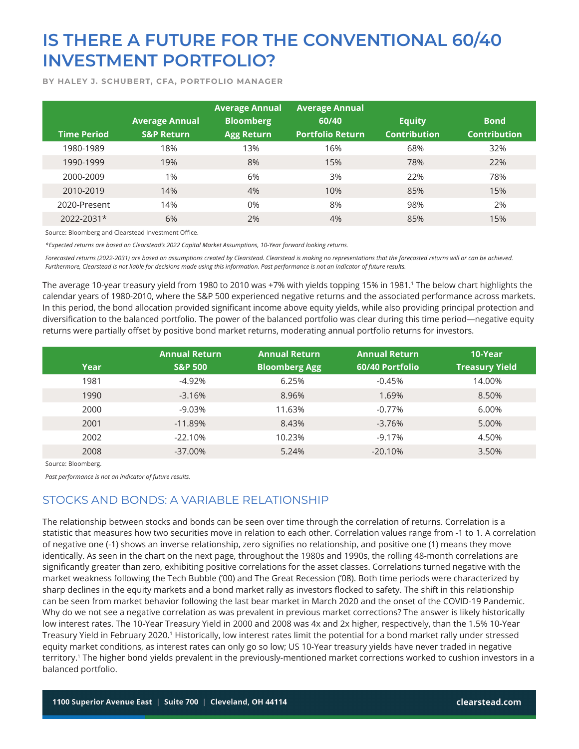# IS THERE A FUTURE FOR THE CONVENTIONAL 60/40 INVESTMENT PORTFOLIO?

**BY HALEY J. SCHUBERT, CFA, PORTFOLIO MANAGER**

| Time Period | Average Annual S&P Return | Average Annual Bloomberg Agg Return | Average Annual 60/40 Portfolio Return | Equity Contribution | Bond Contribution |
|---|---|---|---|---|---|
| 1980-1989 | 18% | 13% | 16% | 68% | 32% |
| 1990-1999 | 19% | 8% | 15% | 78% | 22% |
| 2000-2009 | 1% | 6% | 3% | 22% | 78% |
| 2010-2019 | 14% | 4% | 10% | 85% | 15% |
| 2020-Present | 14% | 0% | 8% | 98% | 2% |
| 2022-2031* | 6% | 2% | 4% | 85% | 15% |

Source: Bloomberg and Clearstead Investment Office.

*\*Expected returns are based on Clearstead's 2022 Capital Market Assumptions, 10-Year forward looking returns.*

*Forecasted returns (2022-2031) are based on assumptions created by Clearstead. Clearstead is making no representations that the forecasted returns will or can be achieved. Furthermore, Clearstead is not liable for decisions made using this information. Past performance is not an indicator of future results.*

The average 10-year treasury yield from 1980 to 2010 was +7% with yields topping 15% in 1981.[1] The below chart highlights the calendar years of 1980-2010, where the S&P 500 experienced negative returns and the associated performance across markets. In this period, the bond allocation provided significant income above equity yields, while also providing principal protection and diversification to the balanced portfolio. The power of the balanced portfolio was clear during this time period—negative equity returns were partially offset by positive bond market returns, moderating annual portfolio returns for investors.

| Year | Annual Return S&P 500 | Annual Return Bloomberg Agg | Annual Return 60/40 Portfolio | 10-Year Treasury Yield |
|---|---|---|---|---|
| 1981 | -4.92% | 6.25% | -0.45% | 14.00% |
| 1990 | -3.16% | 8.96% | 1.69% | 8.50% |
| 2000 | -9.03% | 11.63% | -0.77% | 6.00% |
| 2001 | -11.89% | 8.43% | -3.76% | 5.00% |
| 2002 | -22.10% | 10.23% | -9.17% | 4.50% |
| 2008 | -37.00% | 5.24% | -20.10% | 3.50% |

Source: Bloomberg.

*Past performance is not an indicator of future results.*

## STOCKS AND BONDS: A VARIABLE RELATIONSHIP

The relationship between stocks and bonds can be seen over time through the correlation of returns. Correlation is a statistic that measures how two securities move in relation to each other. Correlation values range from -1 to 1. A correlation of negative one (-1) shows an inverse relationship, zero signifies no relationship, and positive one (1) means they move identically. As seen in the chart on the next page, throughout the 1980s and 1990s, the rolling 48-month correlations are significantly greater than zero, exhibiting positive correlations for the asset classes. Correlations turned negative with the market weakness following the Tech Bubble ('00) and The Great Recession ('08). Both time periods were characterized by sharp declines in the equity markets and a bond market rally as investors flocked to safety. The shift in this relationship can be seen from market behavior following the last bear market in March 2020 and the onset of the COVID-19 Pandemic. Why do we not see a negative correlation as was prevalent in previous market corrections? The answer is likely historically low interest rates. The 10-Year Treasury Yield in 2000 and 2008 was 4x and 2x higher, respectively, than the 1.5% 10-Year Treasury Yield in February 2020.[1] Historically, low interest rates limit the potential for a bond market rally under stressed equity market conditions, as interest rates can only go so low; US 10-Year treasury yields have never traded in negative territory.[1] The higher bond yields prevalent in the previously-mentioned market corrections worked to cushion investors in a balanced portfolio.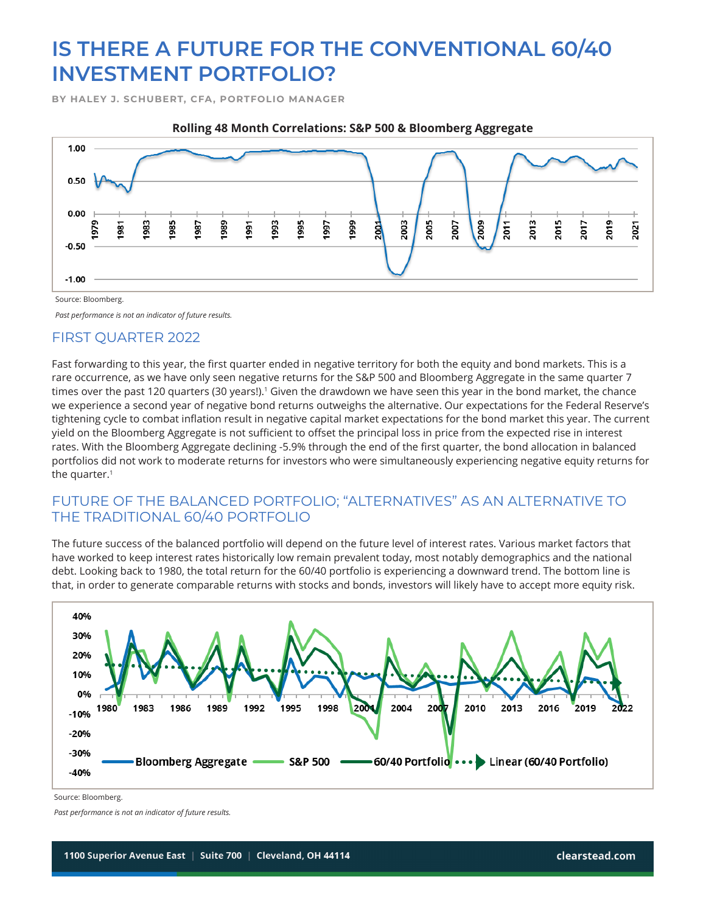# IS THERE A FUTURE FOR THE CONVENTIONAL 60/40 INVESTMENT PORTFOLIO?

**BY HALEY J. SCHUBERT, CFA, PORTFOLIO MANAGER**

**Rolling 48 Month Correlations: S&P 500 & Bloomberg Aggregate**

Source: Bloomberg.

*Past performance is not an indicator of future results.*

## FIRST QUARTER 2022

Fast forwarding to this year, the first quarter ended in negative territory for both the equity and bond markets. This is a rare occurrence, as we have only seen negative returns for the S&P 500 and Bloomberg Aggregate in the same quarter 7 times over the past 120 quarters (30 years!).[1] Given the drawdown we have seen this year in the bond market, the chance we experience a second year of negative bond returns outweighs the alternative. Our expectations for the Federal Reserve's tightening cycle to combat inflation result in negative capital market expectations for the bond market this year. The current yield on the Bloomberg Aggregate is not sufficient to offset the principal loss in price from the expected rise in interest rates. With the Bloomberg Aggregate declining -5.9% through the end of the first quarter, the bond allocation in balanced portfolios did not work to moderate returns for investors who were simultaneously experiencing negative equity returns for the quarter.[1]

## FUTURE OF THE BALANCED PORTFOLIO; "ALTERNATIVES" AS AN ALTERNATIVE TO THE TRADITIONAL 60/40 PORTFOLIO

The future success of the balanced portfolio will depend on the future level of interest rates. Various market factors that have worked to keep interest rates historically low remain prevalent today, most notably demographics and the national debt. Looking back to 1980, the total return for the 60/40 portfolio is experiencing a downward trend. The bottom line is that, in order to generate comparable returns with stocks and bonds, investors will likely have to accept more equity risk.

Source: Bloomberg.

*Past performance is not an indicator of future results.*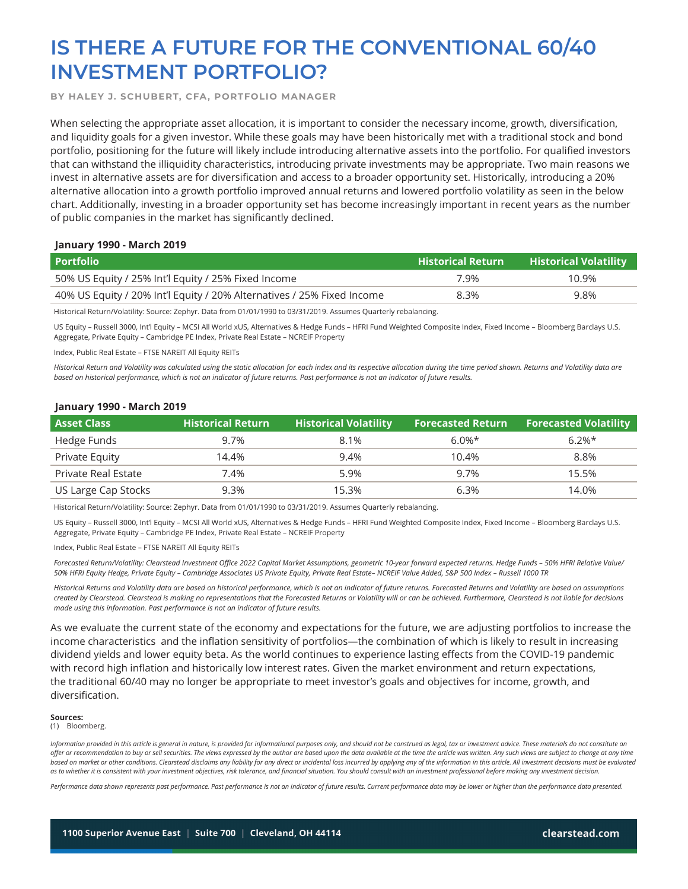# IS THERE A FUTURE FOR THE CONVENTIONAL 60/40 INVESTMENT PORTFOLIO?

**BY HALEY J. SCHUBERT, CFA, PORTFOLIO MANAGER**

When selecting the appropriate asset allocation, it is important to consider the necessary income, growth, diversification, and liquidity goals for a given investor. While these goals may have been historically met with a traditional stock and bond portfolio, positioning for the future will likely include introducing alternative assets into the portfolio. For qualified investors that can withstand the illiquidity characteristics, introducing private investments may be appropriate. Two main reasons we invest in alternative assets are for diversification and access to a broader opportunity set. Historically, introducing a 20% alternative allocation into a growth portfolio improved annual returns and lowered portfolio volatility as seen in the below chart. Additionally, investing in a broader opportunity set has become increasingly important in recent years as the number of public companies in the market has significantly declined.

**January 1990 - March 2019**

| Portfolio | Historical Return | Historical Volatility |
|---|---|---|
| 50% US Equity / 25% Int'l Equity / 25% Fixed Income | 7.9% | 10.9% |
| 40% US Equity / 20% Int'l Equity / 20% Alternatives / 25% Fixed Income | 8.3% | 9.8% |

Historical Return/Volatility: Source: Zephyr. Data from 01/01/1990 to 03/31/2019. Assumes Quarterly rebalancing.

US Equity – Russell 3000, Int'l Equity – MCSI All World xUS, Alternatives & Hedge Funds – HFRI Fund Weighted Composite Index, Fixed Income – Bloomberg Barclays U.S. Aggregate, Private Equity – Cambridge PE Index, Private Real Estate – NCREIF Property

Index, Public Real Estate – FTSE NAREIT All Equity REITs

*Historical Return and Volatility was calculated using the static allocation for each index and its respective allocation during the time period shown. Returns and Volatility data are based on historical performance, which is not an indicator of future returns. Past performance is not an indicator of future results.*

**January 1990 - March 2019**

| Asset Class | Historical Return | Historical Volatility | Forecasted Return | Forecasted Volatility |
|---|---|---|---|---|
| Hedge Funds | 9.7% | 8.1% | 6.0%* | 6.2%* |
| Private Equity | 14.4% | 9.4% | 10.4% | 8.8% |
| Private Real Estate | 7.4% | 5.9% | 9.7% | 15.5% |
| US Large Cap Stocks | 9.3% | 15.3% | 6.3% | 14.0% |

Historical Return/Volatility: Source: Zephyr. Data from 01/01/1990 to 03/31/2019. Assumes Quarterly rebalancing.

US Equity – Russell 3000, Int'l Equity – MCSI All World xUS, Alternatives & Hedge Funds – HFRI Fund Weighted Composite Index, Fixed Income – Bloomberg Barclays U.S. Aggregate, Private Equity – Cambridge PE Index, Private Real Estate – NCREIF Property

Index, Public Real Estate – FTSE NAREIT All Equity REITs

*Forecasted Return/Volatility: Clearstead Investment Office 2022 Capital Market Assumptions, geometric 10-year forward expected returns. Hedge Funds – 50% HFRI Relative Value/ 50% HFRI Equity Hedge, Private Equity – Cambridge Associates US Private Equity, Private Real Estate– NCREIF Value Added, S&P 500 Index – Russell 1000 TR*

*Historical Returns and Volatility data are based on historical performance, which is not an indicator of future returns. Forecasted Returns and Volatility are based on assumptions created by Clearstead. Clearstead is making no representations that the Forecasted Returns or Volatility will or can be achieved. Furthermore, Clearstead is not liable for decisions made using this information. Past performance is not an indicator of future results.*

As we evaluate the current state of the economy and expectations for the future, we are adjusting portfolios to increase the income characteristics and the inflation sensitivity of portfolios—the combination of which is likely to result in increasing dividend yields and lower equity beta. As the world continues to experience lasting effects from the COVID-19 pandemic with record high inflation and historically low interest rates. Given the market environment and return expectations, the traditional 60/40 may no longer be appropriate to meet investor's goals and objectives for income, growth, and diversification.

**Sources:**
(1) Bloomberg.

*Information provided in this article is general in nature, is provided for informational purposes only, and should not be construed as legal, tax or investment advice. These materials do not constitute an offer or recommendation to buy or sell securities. The views expressed by the author are based upon the data available at the time the article was written. Any such views are subject to change at any time based on market or other conditions. Clearstead disclaims any liability for any direct or incidental loss incurred by applying any of the information in this article. All investment decisions must be evaluated as to whether it is consistent with your investment objectives, risk tolerance, and financial situation. You should consult with an investment professional before making any investment decision.*

*Performance data shown represents past performance. Past performance is not an indicator of future results. Current performance data may be lower or higher than the performance data presented.*

1100 Superior Avenue East | Suite 700 | Cleveland, OH 44114 clearstead.com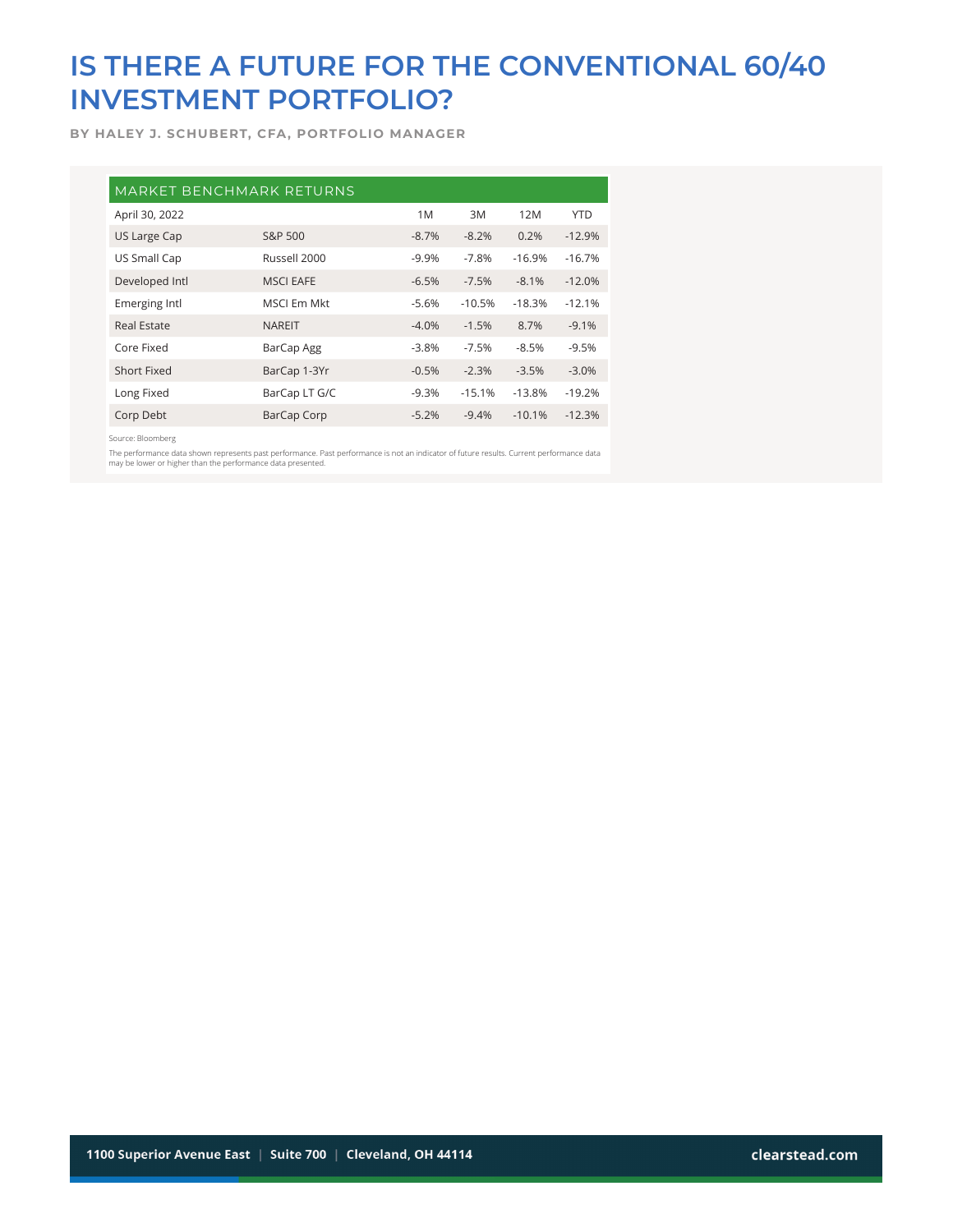# IS THERE A FUTURE FOR THE CONVENTIONAL 60/40 INVESTMENT PORTFOLIO?

**BY HALEY J. SCHUBERT, CFA, PORTFOLIO MANAGER**

MARKET BENCHMARK RETURNS

| April 30, 2022 | | 1M | 3M | 12M | YTD |
|---|---|---|---|---|---|
| US Large Cap | S&P 500 | -8.7% | -8.2% | 0.2% | -12.9% |
| US Small Cap | Russell 2000 | -9.9% | -7.8% | -16.9% | -16.7% |
| Developed Intl | MSCI EAFE | -6.5% | -7.5% | -8.1% | -12.0% |
| Emerging Intl | MSCI Em Mkt | -5.6% | -10.5% | -18.3% | -12.1% |
| Real Estate | NAREIT | -4.0% | -1.5% | 8.7% | -9.1% |
| Core Fixed | BarCap Agg | -3.8% | -7.5% | -8.5% | -9.5% |
| Short Fixed | BarCap 1-3Yr | -0.5% | -2.3% | -3.5% | -3.0% |
| Long Fixed | BarCap LT G/C | -9.3% | -15.1% | -13.8% | -19.2% |
| Corp Debt | BarCap Corp | -5.2% | -9.4% | -10.1% | -12.3% |

Source: Bloomberg

The performance data shown represents past performance. Past performance is not an indicator of future results. Current performance data may be lower or higher than the performance data presented.